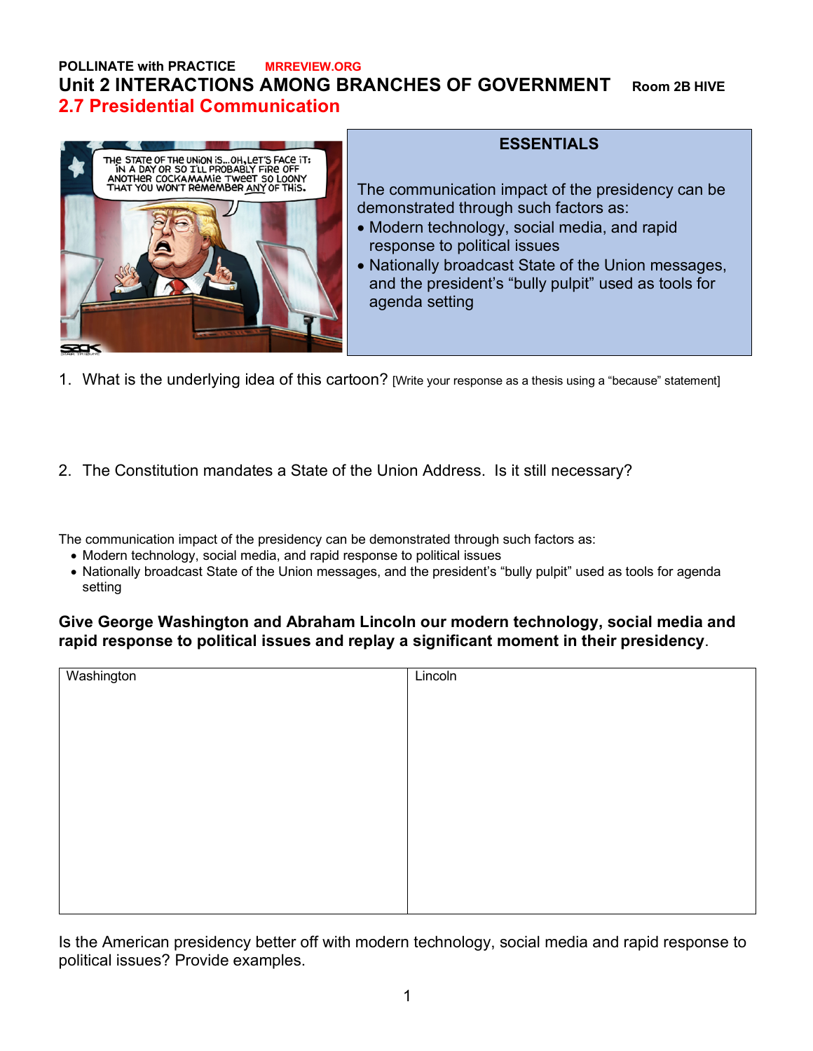**POLLINATE with PRACTICE** MRREVIEW.ORG

# Unit 2 INTERACTIONS AMONG BRANCHES OF GOVERNMENT **Room 2B HIVE**

## 2.7 Presidential Communication

**ESSENTIALS**

The communication impact of the presidency can be demonstrated through such factors as:

- Modern technology, social media, and rapid response to political issues
- Nationally broadcast State of the Union messages, and the president's "bully pulpit" used as tools for agenda setting

1. What is the underlying idea of this cartoon? [Write your response as a thesis using a "because" statement]

2. The Constitution mandates a State of the Union Address. Is it still necessary?

The communication impact of the presidency can be demonstrated through such factors as:

- Modern technology, social media, and rapid response to political issues
- Nationally broadcast State of the Union messages, and the president's "bully pulpit" used as tools for agenda setting

**Give George Washington and Abraham Lincoln our modern technology, social media and rapid response to political issues and replay a significant moment in their presidency**.

| Washington | Lincoln |
| --- | --- |
| | |

Is the American presidency better off with modern technology, social media and rapid response to political issues? Provide examples.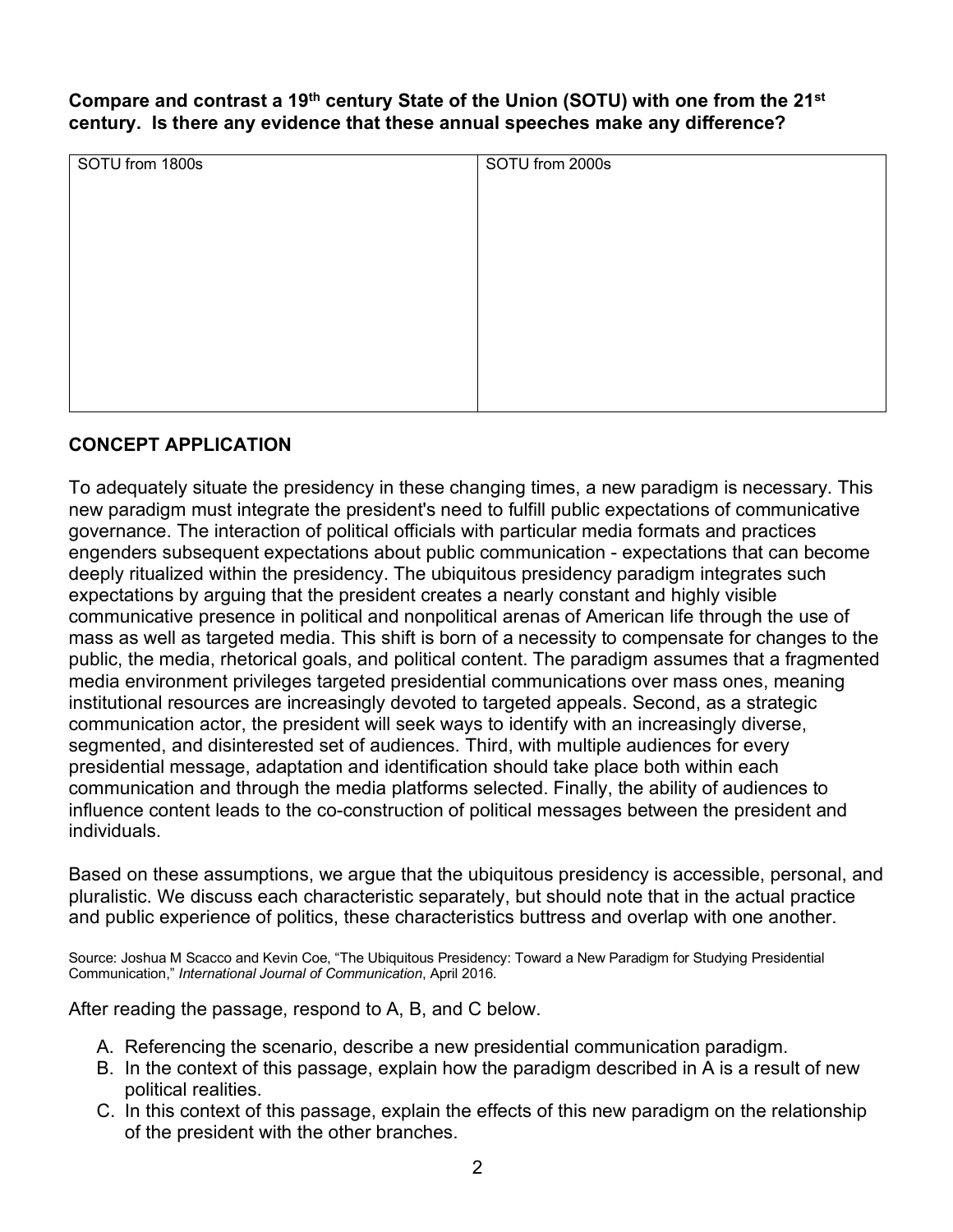**Compare and contrast a 19th century State of the Union (SOTU) with one from the 21st century. Is there any evidence that these annual speeches make any difference?**

| SOTU from 1800s | SOTU from 2000s |
| --- | --- |
| | |

## CONCEPT APPLICATION

To adequately situate the presidency in these changing times, a new paradigm is necessary. This new paradigm must integrate the president's need to fulfill public expectations of communicative governance. The interaction of political officials with particular media formats and practices engenders subsequent expectations about public communication - expectations that can become deeply ritualized within the presidency. The ubiquitous presidency paradigm integrates such expectations by arguing that the president creates a nearly constant and highly visible communicative presence in political and nonpolitical arenas of American life through the use of mass as well as targeted media. This shift is born of a necessity to compensate for changes to the public, the media, rhetorical goals, and political content. The paradigm assumes that a fragmented media environment privileges targeted presidential communications over mass ones, meaning institutional resources are increasingly devoted to targeted appeals. Second, as a strategic communication actor, the president will seek ways to identify with an increasingly diverse, segmented, and disinterested set of audiences. Third, with multiple audiences for every presidential message, adaptation and identification should take place both within each communication and through the media platforms selected. Finally, the ability of audiences to influence content leads to the co-construction of political messages between the president and individuals.

Based on these assumptions, we argue that the ubiquitous presidency is accessible, personal, and pluralistic. We discuss each characteristic separately, but should note that in the actual practice and public experience of politics, these characteristics buttress and overlap with one another.

Source: Joshua M Scacco and Kevin Coe, "The Ubiquitous Presidency: Toward a New Paradigm for Studying Presidential Communication," *International Journal of Communication*, April 2016.

After reading the passage, respond to A, B, and C below.

A. Referencing the scenario, describe a new presidential communication paradigm.
B. In the context of this passage, explain how the paradigm described in A is a result of new political realities.
C. In this context of this passage, explain the effects of this new paradigm on the relationship of the president with the other branches.